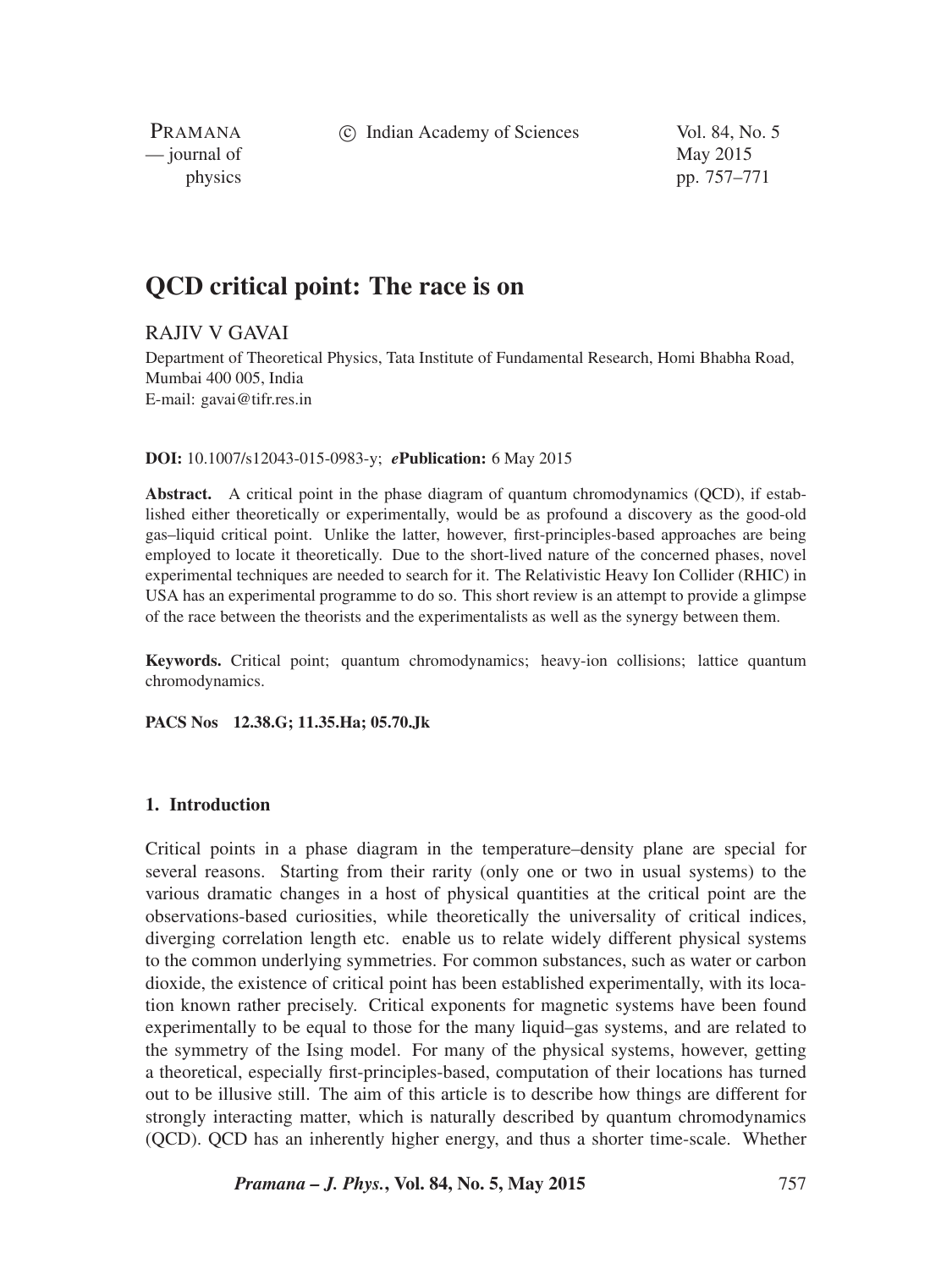# QCD critical point: The race is on

RAJIV V GAVAI

Department of Theoretical Physics, Tata Institute of Fundamental Research, Homi Bhabha Road, Mumbai 400 005, India
E-mail: gavai@tifr.res.in

**DOI:** 10.1007/s12043-015-0983-y; ***e*Publication:** 6 May 2015

**Abstract.** A critical point in the phase diagram of quantum chromodynamics (QCD), if established either theoretically or experimentally, would be as profound a discovery as the good-old gas–liquid critical point. Unlike the latter, however, first-principles-based approaches are being employed to locate it theoretically. Due to the short-lived nature of the concerned phases, novel experimental techniques are needed to search for it. The Relativistic Heavy Ion Collider (RHIC) in USA has an experimental programme to do so. This short review is an attempt to provide a glimpse of the race between the theorists and the experimentalists as well as the synergy between them.

**Keywords.** Critical point; quantum chromodynamics; heavy-ion collisions; lattice quantum chromodynamics.

**PACS Nos** **12.38.G; 11.35.Ha; 05.70.Jk**

## 1. Introduction

Critical points in a phase diagram in the temperature–density plane are special for several reasons. Starting from their rarity (only one or two in usual systems) to the various dramatic changes in a host of physical quantities at the critical point are the observations-based curiosities, while theoretically the universality of critical indices, diverging correlation length etc. enable us to relate widely different physical systems to the common underlying symmetries. For common substances, such as water or carbon dioxide, the existence of critical point has been established experimentally, with its location known rather precisely. Critical exponents for magnetic systems have been found experimentally to be equal to those for the many liquid–gas systems, and are related to the symmetry of the Ising model. For many of the physical systems, however, getting a theoretical, especially first-principles-based, computation of their locations has turned out to be illusive still. The aim of this article is to describe how things are different for strongly interacting matter, which is naturally described by quantum chromodynamics (QCD). QCD has an inherently higher energy, and thus a shorter time-scale. Whether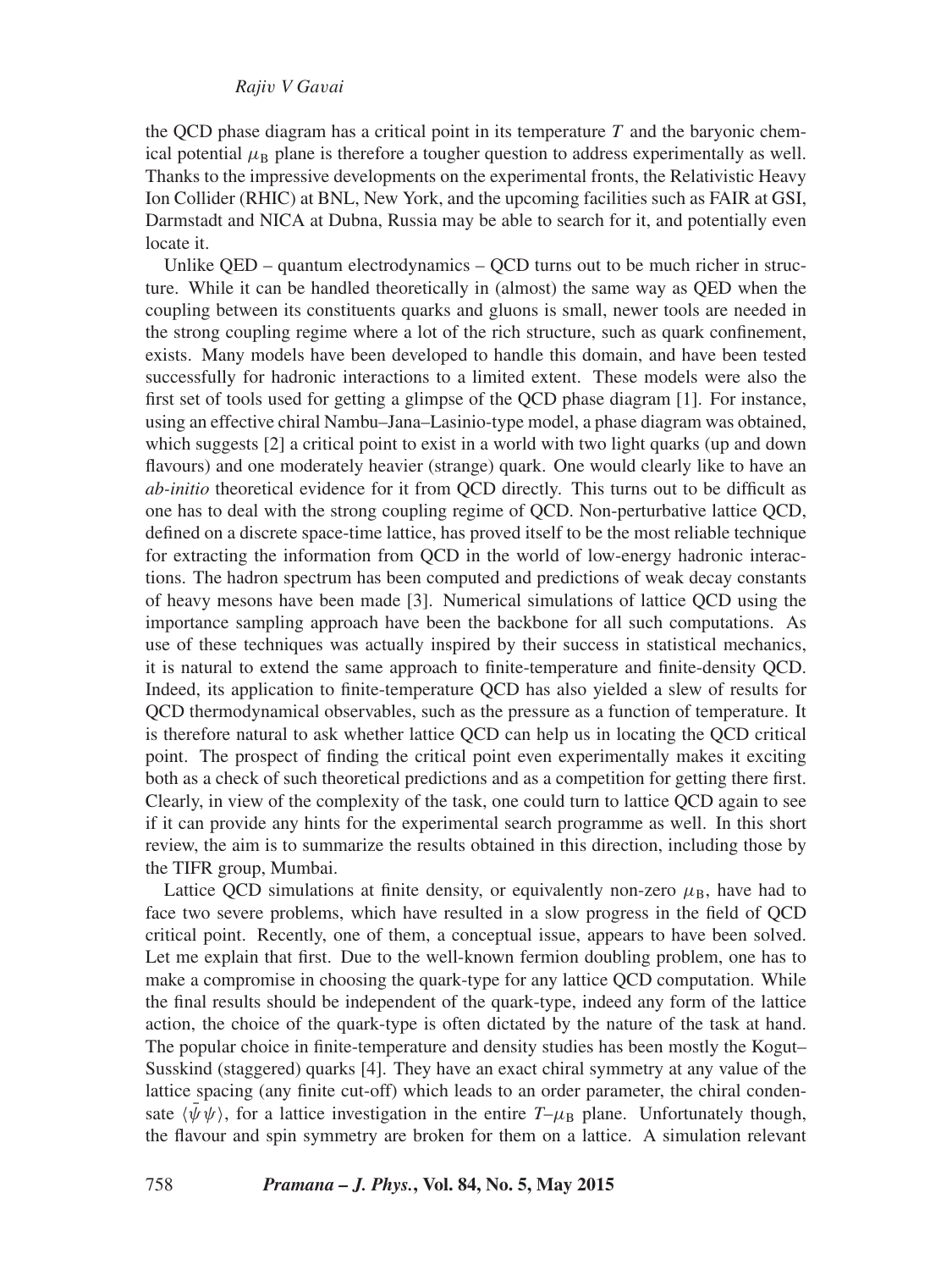the QCD phase diagram has a critical point in its temperature $T$ and the baryonic chemical potential $\mu_B$ plane is therefore a tougher question to address experimentally as well. Thanks to the impressive developments on the experimental fronts, the Relativistic Heavy Ion Collider (RHIC) at BNL, New York, and the upcoming facilities such as FAIR at GSI, Darmstadt and NICA at Dubna, Russia may be able to search for it, and potentially even locate it.

Unlike QED – quantum electrodynamics – QCD turns out to be much richer in structure. While it can be handled theoretically in (almost) the same way as QED when the coupling between its constituents quarks and gluons is small, newer tools are needed in the strong coupling regime where a lot of the rich structure, such as quark confinement, exists. Many models have been developed to handle this domain, and have been tested successfully for hadronic interactions to a limited extent. These models were also the first set of tools used for getting a glimpse of the QCD phase diagram [1]. For instance, using an effective chiral Nambu–Jana–Lasinio-type model, a phase diagram was obtained, which suggests [2] a critical point to exist in a world with two light quarks (up and down flavours) and one moderately heavier (strange) quark. One would clearly like to have an *ab-initio* theoretical evidence for it from QCD directly. This turns out to be difficult as one has to deal with the strong coupling regime of QCD. Non-perturbative lattice QCD, defined on a discrete space-time lattice, has proved itself to be the most reliable technique for extracting the information from QCD in the world of low-energy hadronic interactions. The hadron spectrum has been computed and predictions of weak decay constants of heavy mesons have been made [3]. Numerical simulations of lattice QCD using the importance sampling approach have been the backbone for all such computations. As use of these techniques was actually inspired by their success in statistical mechanics, it is natural to extend the same approach to finite-temperature and finite-density QCD. Indeed, its application to finite-temperature QCD has also yielded a slew of results for QCD thermodynamical observables, such as the pressure as a function of temperature. It is therefore natural to ask whether lattice QCD can help us in locating the QCD critical point. The prospect of finding the critical point even experimentally makes it exciting both as a check of such theoretical predictions and as a competition for getting there first. Clearly, in view of the complexity of the task, one could turn to lattice QCD again to see if it can provide any hints for the experimental search programme as well. In this short review, the aim is to summarize the results obtained in this direction, including those by the TIFR group, Mumbai.

Lattice QCD simulations at finite density, or equivalently non-zero $\mu_B$, have had to face two severe problems, which have resulted in a slow progress in the field of QCD critical point. Recently, one of them, a conceptual issue, appears to have been solved. Let me explain that first. Due to the well-known fermion doubling problem, one has to make a compromise in choosing the quark-type for any lattice QCD computation. While the final results should be independent of the quark-type, indeed any form of the lattice action, the choice of the quark-type is often dictated by the nature of the task at hand. The popular choice in finite-temperature and density studies has been mostly the Kogut–Susskind (staggered) quarks [4]. They have an exact chiral symmetry at any value of the lattice spacing (any finite cut-off) which leads to an order parameter, the chiral condensate $\langle\bar{\psi}\psi\rangle$, for a lattice investigation in the entire $T$–$\mu_B$ plane. Unfortunately though, the flavour and spin symmetry are broken for them on a lattice. A simulation relevant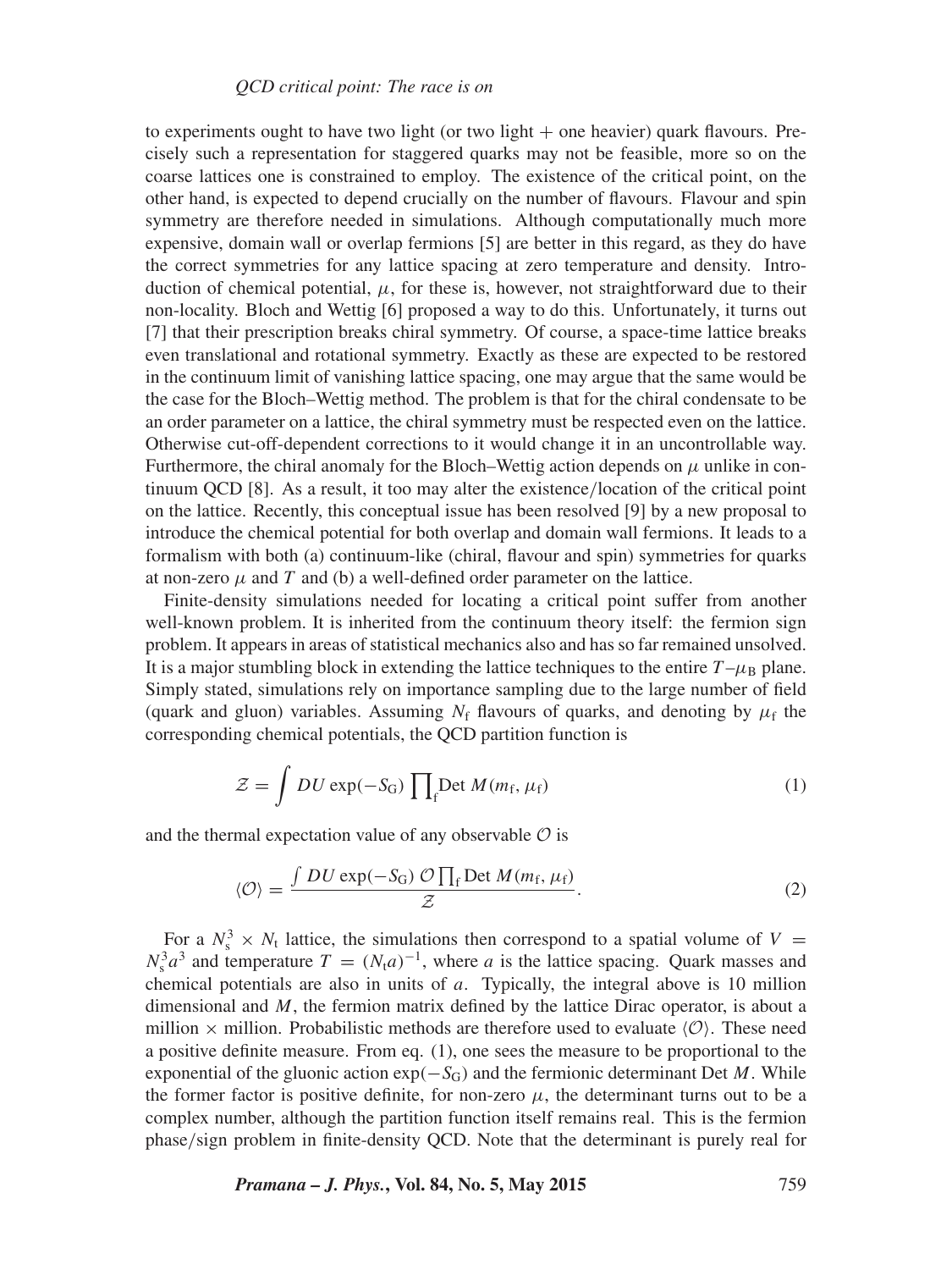to experiments ought to have two light (or two light + one heavier) quark flavours. Precisely such a representation for staggered quarks may not be feasible, more so on the coarse lattices one is constrained to employ. The existence of the critical point, on the other hand, is expected to depend crucially on the number of flavours. Flavour and spin symmetry are therefore needed in simulations. Although computationally much more expensive, domain wall or overlap fermions [5] are better in this regard, as they do have the correct symmetries for any lattice spacing at zero temperature and density. Introduction of chemical potential, $\mu$, for these is, however, not straightforward due to their non-locality. Bloch and Wettig [6] proposed a way to do this. Unfortunately, it turns out [7] that their prescription breaks chiral symmetry. Of course, a space-time lattice breaks even translational and rotational symmetry. Exactly as these are expected to be restored in the continuum limit of vanishing lattice spacing, one may argue that the same would be the case for the Bloch–Wettig method. The problem is that for the chiral condensate to be an order parameter on a lattice, the chiral symmetry must be respected even on the lattice. Otherwise cut-off-dependent corrections to it would change it in an uncontrollable way. Furthermore, the chiral anomaly for the Bloch–Wettig action depends on $\mu$ unlike in continuum QCD [8]. As a result, it too may alter the existence/location of the critical point on the lattice. Recently, this conceptual issue has been resolved [9] by a new proposal to introduce the chemical potential for both overlap and domain wall fermions. It leads to a formalism with both (a) continuum-like (chiral, flavour and spin) symmetries for quarks at non-zero $\mu$ and $T$ and (b) a well-defined order parameter on the lattice.

Finite-density simulations needed for locating a critical point suffer from another well-known problem. It is inherited from the continuum theory itself: the fermion sign problem. It appears in areas of statistical mechanics also and has so far remained unsolved. It is a major stumbling block in extending the lattice techniques to the entire $T$–$\mu_{\rm B}$ plane. Simply stated, simulations rely on importance sampling due to the large number of field (quark and gluon) variables. Assuming $N_{\rm f}$ flavours of quarks, and denoting by $\mu_{\rm f}$ the corresponding chemical potentials, the QCD partition function is

$$\mathcal{Z} = \int DU \exp(-S_{\rm G}) \prod_{\rm f} {\rm Det}\, M(m_{\rm f}, \mu_{\rm f}) \tag{1}$$

and the thermal expectation value of any observable $\mathcal{O}$ is

$$\langle \mathcal{O} \rangle = \frac{\int DU \exp(-S_{\rm G})\, \mathcal{O} \prod_{\rm f} {\rm Det}\, M(m_{\rm f}, \mu_{\rm f})}{\mathcal{Z}}. \tag{2}$$

For a $N_{\rm s}^3 \times N_{\rm t}$ lattice, the simulations then correspond to a spatial volume of $V = N_{\rm s}^3 a^3$ and temperature $T = (N_{\rm t} a)^{-1}$, where $a$ is the lattice spacing. Quark masses and chemical potentials are also in units of $a$. Typically, the integral above is 10 million dimensional and $M$, the fermion matrix defined by the lattice Dirac operator, is about a million $\times$ million. Probabilistic methods are therefore used to evaluate $\langle \mathcal{O} \rangle$. These need a positive definite measure. From eq. (1), one sees the measure to be proportional to the exponential of the gluonic action $\exp(-S_{\rm G})$ and the fermionic determinant Det $M$. While the former factor is positive definite, for non-zero $\mu$, the determinant turns out to be a complex number, although the partition function itself remains real. This is the fermion phase/sign problem in finite-density QCD. Note that the determinant is purely real for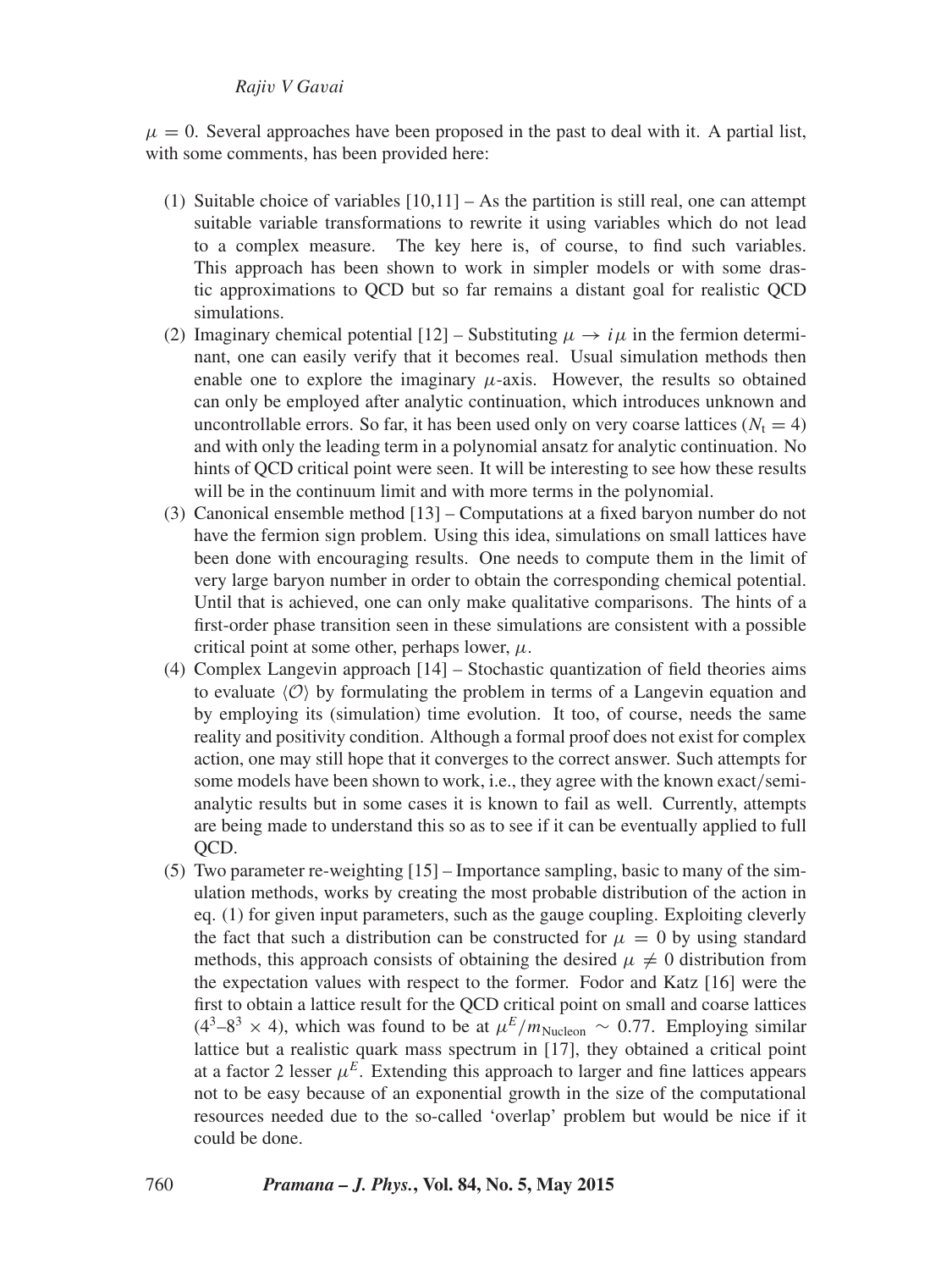$\mu = 0$. Several approaches have been proposed in the past to deal with it. A partial list, with some comments, has been provided here:

1. Suitable choice of variables [10,11] – As the partition is still real, one can attempt suitable variable transformations to rewrite it using variables which do not lead to a complex measure. The key here is, of course, to find such variables. This approach has been shown to work in simpler models or with some drastic approximations to QCD but so far remains a distant goal for realistic QCD simulations.
2. Imaginary chemical potential [12] – Substituting $\mu \to i\mu$ in the fermion determinant, one can easily verify that it becomes real. Usual simulation methods then enable one to explore the imaginary $\mu$-axis. However, the results so obtained can only be employed after analytic continuation, which introduces unknown and uncontrollable errors. So far, it has been used only on very coarse lattices ($N_t = 4$) and with only the leading term in a polynomial ansatz for analytic continuation. No hints of QCD critical point were seen. It will be interesting to see how these results will be in the continuum limit and with more terms in the polynomial.
3. Canonical ensemble method [13] – Computations at a fixed baryon number do not have the fermion sign problem. Using this idea, simulations on small lattices have been done with encouraging results. One needs to compute them in the limit of very large baryon number in order to obtain the corresponding chemical potential. Until that is achieved, one can only make qualitative comparisons. The hints of a first-order phase transition seen in these simulations are consistent with a possible critical point at some other, perhaps lower, $\mu$.
4. Complex Langevin approach [14] – Stochastic quantization of field theories aims to evaluate $\langle \mathcal{O} \rangle$ by formulating the problem in terms of a Langevin equation and by employing its (simulation) time evolution. It too, of course, needs the same reality and positivity condition. Although a formal proof does not exist for complex action, one may still hope that it converges to the correct answer. Such attempts for some models have been shown to work, i.e., they agree with the known exact/semi-analytic results but in some cases it is known to fail as well. Currently, attempts are being made to understand this so as to see if it can be eventually applied to full QCD.
5. Two parameter re-weighting [15] – Importance sampling, basic to many of the simulation methods, works by creating the most probable distribution of the action in eq. (1) for given input parameters, such as the gauge coupling. Exploiting cleverly the fact that such a distribution can be constructed for $\mu = 0$ by using standard methods, this approach consists of obtaining the desired $\mu \neq 0$ distribution from the expectation values with respect to the former. Fodor and Katz [16] were the first to obtain a lattice result for the QCD critical point on small and coarse lattices ($4^3$–$8^3 \times 4$), which was found to be at $\mu^E/m_{\text{Nucleon}} \sim 0.77$. Employing similar lattice but a realistic quark mass spectrum in [17], they obtained a critical point at a factor 2 lesser $\mu^E$. Extending this approach to larger and fine lattices appears not to be easy because of an exponential growth in the size of the computational resources needed due to the so-called 'overlap' problem but would be nice if it could be done.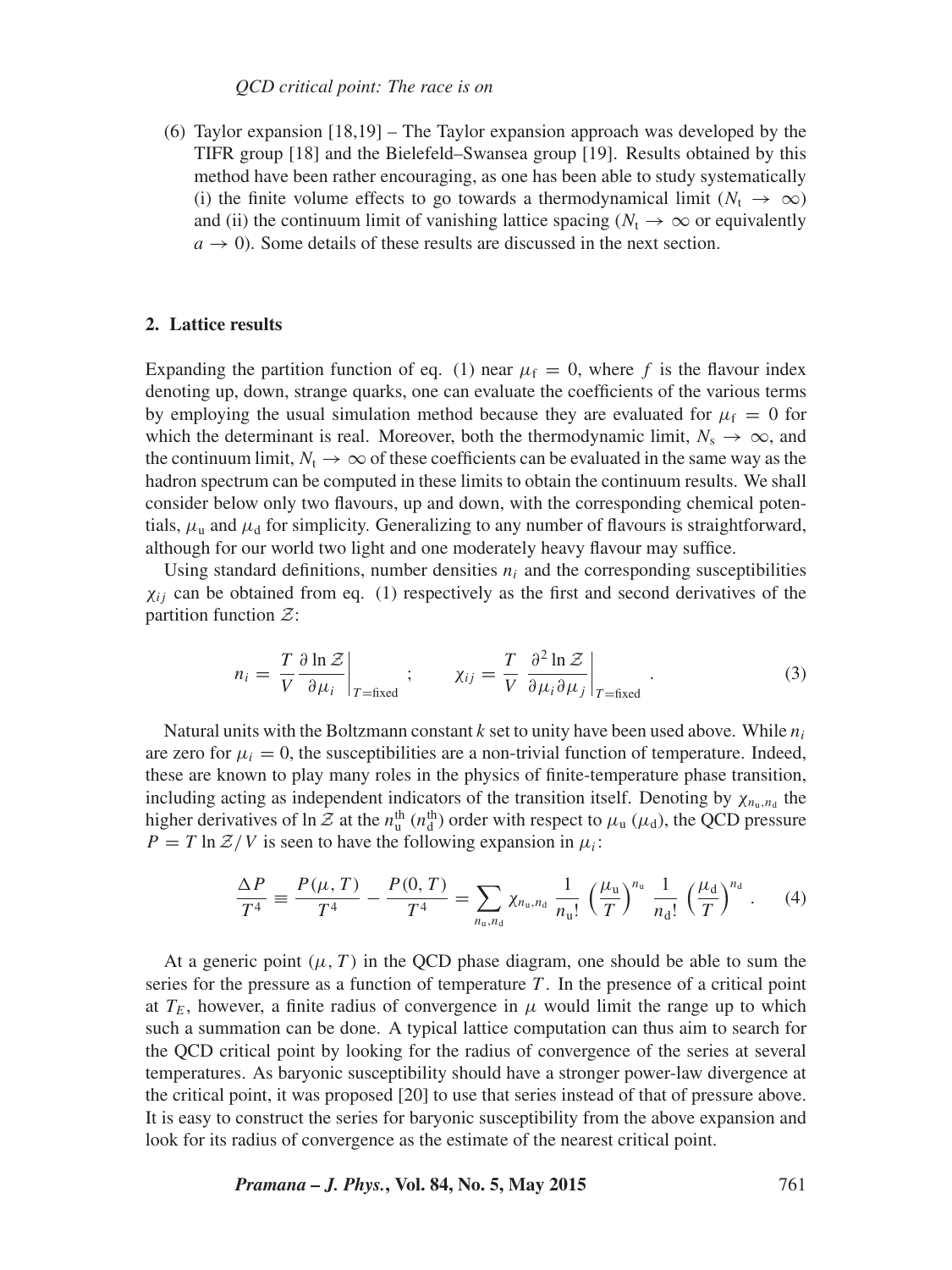(6) Taylor expansion [18,19] – The Taylor expansion approach was developed by the TIFR group [18] and the Bielefeld–Swansea group [19]. Results obtained by this method have been rather encouraging, as one has been able to study systematically (i) the finite volume effects to go towards a thermodynamical limit ($N_t \to \infty$) and (ii) the continuum limit of vanishing lattice spacing ($N_t \to \infty$ or equivalently $a \to 0$). Some details of these results are discussed in the next section.

## 2. Lattice results

Expanding the partition function of eq. (1) near $\mu_f = 0$, where $f$ is the flavour index denoting up, down, strange quarks, one can evaluate the coefficients of the various terms by employing the usual simulation method because they are evaluated for $\mu_f = 0$ for which the determinant is real. Moreover, both the thermodynamic limit, $N_s \to \infty$, and the continuum limit, $N_t \to \infty$ of these coefficients can be evaluated in the same way as the hadron spectrum can be computed in these limits to obtain the continuum results. We shall consider below only two flavours, up and down, with the corresponding chemical potentials, $\mu_u$ and $\mu_d$ for simplicity. Generalizing to any number of flavours is straightforward, although for our world two light and one moderately heavy flavour may suffice.

Using standard definitions, number densities $n_i$ and the corresponding susceptibilities $\chi_{ij}$ can be obtained from eq. (1) respectively as the first and second derivatives of the partition function $\mathcal{Z}$:

$$n_i = \frac{T}{V} \frac{\partial \ln \mathcal{Z}}{\partial \mu_i}\bigg|_{T=\text{fixed}} ; \qquad \chi_{ij} = \frac{T}{V} \frac{\partial^2 \ln \mathcal{Z}}{\partial \mu_i \partial \mu_j}\bigg|_{T=\text{fixed}} . \tag{3}$$

Natural units with the Boltzmann constant $k$ set to unity have been used above. While $n_i$ are zero for $\mu_i = 0$, the susceptibilities are a non-trivial function of temperature. Indeed, these are known to play many roles in the physics of finite-temperature phase transition, including acting as independent indicators of the transition itself. Denoting by $\chi_{n_u,n_d}$ the higher derivatives of $\ln \mathcal{Z}$ at the $n_u^{\text{th}}$ ($n_d^{\text{th}}$) order with respect to $\mu_u$ ($\mu_d$), the QCD pressure $P = T \ln \mathcal{Z}/V$ is seen to have the following expansion in $\mu_i$:

$$\frac{\Delta P}{T^4} \equiv \frac{P(\mu, T)}{T^4} - \frac{P(0, T)}{T^4} = \sum_{n_u, n_d} \chi_{n_u,n_d} \frac{1}{n_u!} \left(\frac{\mu_u}{T}\right)^{n_u} \frac{1}{n_d!} \left(\frac{\mu_d}{T}\right)^{n_d} . \tag{4}$$

At a generic point $(\mu, T)$ in the QCD phase diagram, one should be able to sum the series for the pressure as a function of temperature $T$. In the presence of a critical point at $T_E$, however, a finite radius of convergence in $\mu$ would limit the range up to which such a summation can be done. A typical lattice computation can thus aim to search for the QCD critical point by looking for the radius of convergence of the series at several temperatures. As baryonic susceptibility should have a stronger power-law divergence at the critical point, it was proposed [20] to use that series instead of that of pressure above. It is easy to construct the series for baryonic susceptibility from the above expansion and look for its radius of convergence as the estimate of the nearest critical point.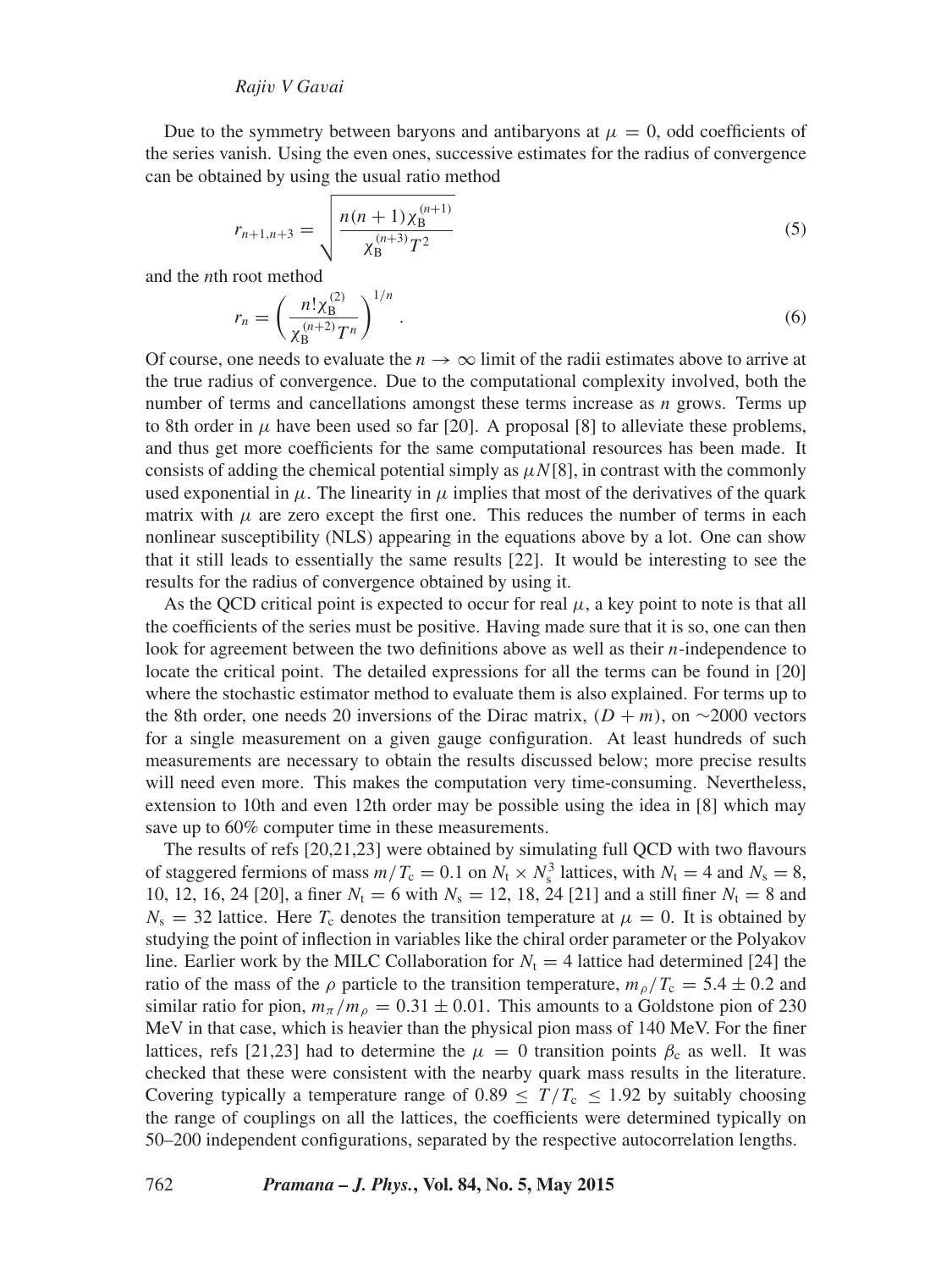Due to the symmetry between baryons and antibaryons at $\mu = 0$, odd coefficients of the series vanish. Using the even ones, successive estimates for the radius of convergence can be obtained by using the usual ratio method

$$r_{n+1,n+3} = \sqrt{\frac{n(n+1)\chi_{\mathrm{B}}^{(n+1)}}{\chi_{\mathrm{B}}^{(n+3)}T^2}} \tag{5}$$

and the $n$th root method

$$r_n = \left(\frac{n!\chi_{\mathrm{B}}^{(2)}}{\chi_{\mathrm{B}}^{(n+2)}T^n}\right)^{1/n}. \tag{6}$$

Of course, one needs to evaluate the $n \to \infty$ limit of the radii estimates above to arrive at the true radius of convergence. Due to the computational complexity involved, both the number of terms and cancellations amongst these terms increase as $n$ grows. Terms up to 8th order in $\mu$ have been used so far [20]. A proposal [8] to alleviate these problems, and thus get more coefficients for the same computational resources has been made. It consists of adding the chemical potential simply as $\mu N$[8], in contrast with the commonly used exponential in $\mu$. The linearity in $\mu$ implies that most of the derivatives of the quark matrix with $\mu$ are zero except the first one. This reduces the number of terms in each nonlinear susceptibility (NLS) appearing in the equations above by a lot. One can show that it still leads to essentially the same results [22]. It would be interesting to see the results for the radius of convergence obtained by using it.

As the QCD critical point is expected to occur for real $\mu$, a key point to note is that all the coefficients of the series must be positive. Having made sure that it is so, one can then look for agreement between the two definitions above as well as their $n$-independence to locate the critical point. The detailed expressions for all the terms can be found in [20] where the stochastic estimator method to evaluate them is also explained. For terms up to the 8th order, one needs 20 inversions of the Dirac matrix, $(D + m)$, on $\sim$2000 vectors for a single measurement on a given gauge configuration. At least hundreds of such measurements are necessary to obtain the results discussed below; more precise results will need even more. This makes the computation very time-consuming. Nevertheless, extension to 10th and even 12th order may be possible using the idea in [8] which may save up to 60% computer time in these measurements.

The results of refs [20,21,23] were obtained by simulating full QCD with two flavours of staggered fermions of mass $m/T_{\mathrm{c}} = 0.1$ on $N_{\mathrm{t}} \times N_{\mathrm{s}}^3$ lattices, with $N_{\mathrm{t}} = 4$ and $N_{\mathrm{s}} = 8$, 10, 12, 16, 24 [20], a finer $N_{\mathrm{t}} = 6$ with $N_{\mathrm{s}} = 12$, 18, 24 [21] and a still finer $N_{\mathrm{t}} = 8$ and $N_{\mathrm{s}} = 32$ lattice. Here $T_{\mathrm{c}}$ denotes the transition temperature at $\mu = 0$. It is obtained by studying the point of inflection in variables like the chiral order parameter or the Polyakov line. Earlier work by the MILC Collaboration for $N_{\mathrm{t}} = 4$ lattice had determined [24] the ratio of the mass of the $\rho$ particle to the transition temperature, $m_\rho/T_{\mathrm{c}} = 5.4 \pm 0.2$ and similar ratio for pion, $m_\pi/m_\rho = 0.31 \pm 0.01$. This amounts to a Goldstone pion of 230 MeV in that case, which is heavier than the physical pion mass of 140 MeV. For the finer lattices, refs [21,23] had to determine the $\mu = 0$ transition points $\beta_{\mathrm{c}}$ as well. It was checked that these were consistent with the nearby quark mass results in the literature. Covering typically a temperature range of $0.89 \leq T/T_{\mathrm{c}} \leq 1.92$ by suitably choosing the range of couplings on all the lattices, the coefficients were determined typically on 50–200 independent configurations, separated by the respective autocorrelation lengths.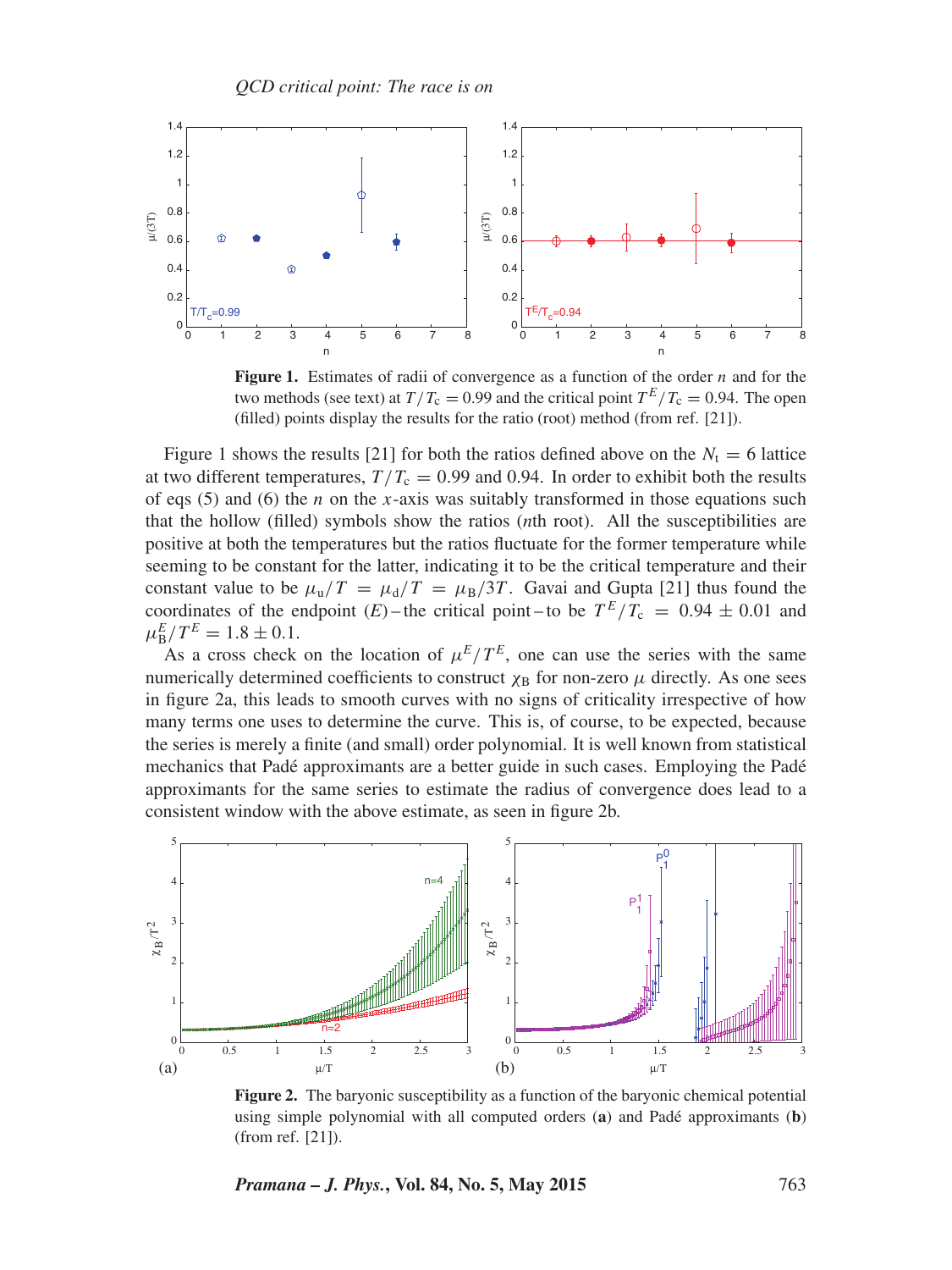Figure 1. Estimates of radii of convergence as a function of the order $n$ and for the two methods (see text) at $T/T_c = 0.99$ and the critical point $T^E/T_c = 0.94$. The open (filled) points display the results for the ratio (root) method (from ref. [21]).

Figure 1 shows the results [21] for both the ratios defined above on the $N_t = 6$ lattice at two different temperatures, $T/T_c = 0.99$ and 0.94. In order to exhibit both the results of eqs (5) and (6) the $n$ on the $x$-axis was suitably transformed in those equations such that the hollow (filled) symbols show the ratios ($n$th root). All the susceptibilities are positive at both the temperatures but the ratios fluctuate for the former temperature while seeming to be constant for the latter, indicating it to be the critical temperature and their constant value to be $\mu_u/T = \mu_d/T = \mu_B/3T$. Gavai and Gupta [21] thus found the coordinates of the endpoint ($E$) – the critical point – to be $T^E/T_c = 0.94 \pm 0.01$ and $\mu_B^E/T^E = 1.8 \pm 0.1$.

As a cross check on the location of $\mu^E/T^E$, one can use the series with the same numerically determined coefficients to construct $\chi_B$ for non-zero $\mu$ directly. As one sees in figure 2a, this leads to smooth curves with no signs of criticality irrespective of how many terms one uses to determine the curve. This is, of course, to be expected, because the series is merely a finite (and small) order polynomial. It is well known from statistical mechanics that Padé approximants are a better guide in such cases. Employing the Padé approximants for the same series to estimate the radius of convergence does lead to a consistent window with the above estimate, as seen in figure 2b.

Figure 2. The baryonic susceptibility as a function of the baryonic chemical potential using simple polynomial with all computed orders (**a**) and Padé approximants (**b**) (from ref. [21]).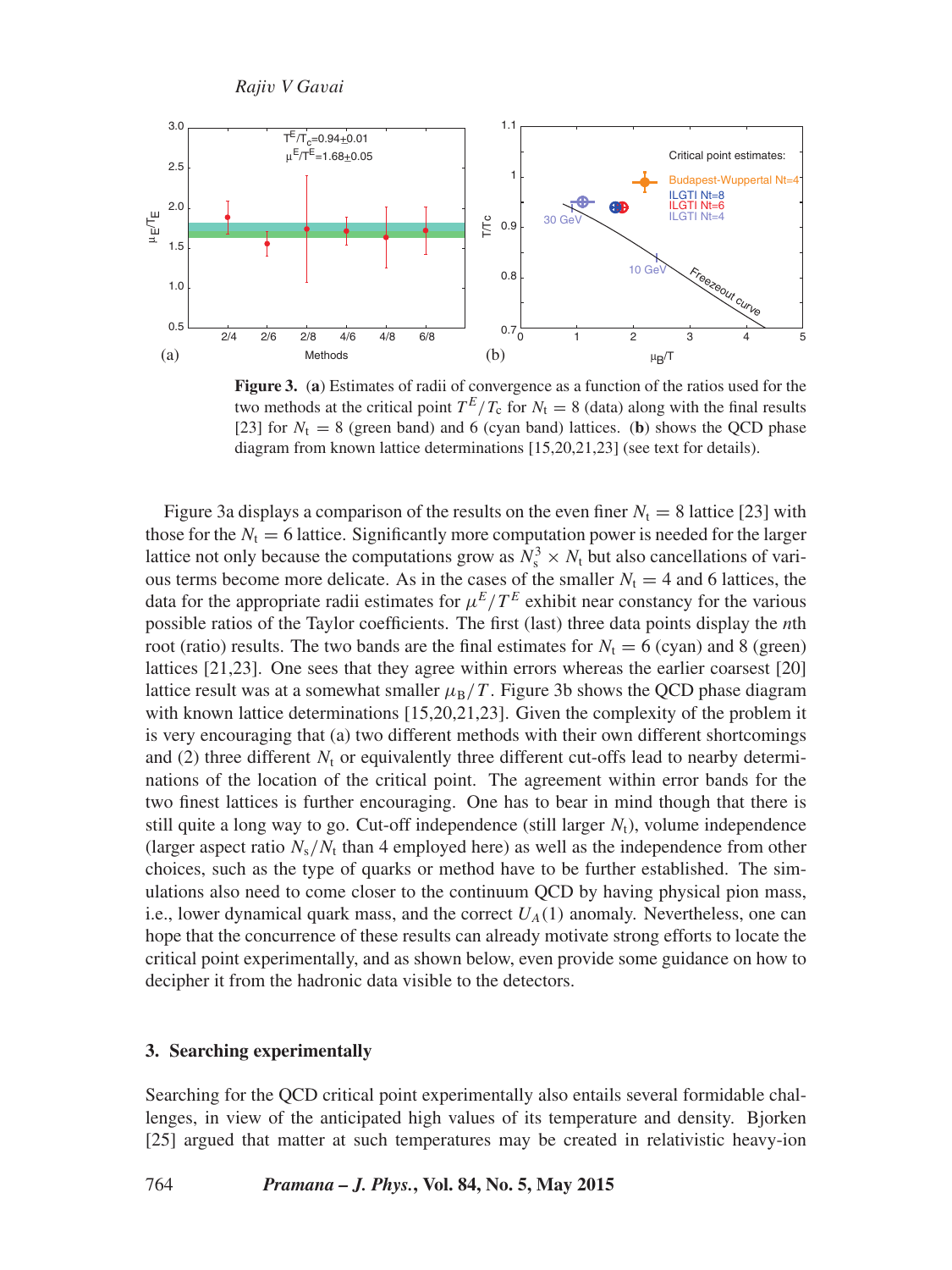**Figure 3.** (**a**) Estimates of radii of convergence as a function of the ratios used for the two methods at the critical point $T^E/T_c$ for $N_t = 8$ (data) along with the final results [23] for $N_t = 8$ (green band) and 6 (cyan band) lattices. (**b**) shows the QCD phase diagram from known lattice determinations [15,20,21,23] (see text for details).

Figure 3a displays a comparison of the results on the even finer $N_t = 8$ lattice [23] with those for the $N_t = 6$ lattice. Significantly more computation power is needed for the larger lattice not only because the computations grow as $N_s^3 \times N_t$ but also cancellations of various terms become more delicate. As in the cases of the smaller $N_t = 4$ and 6 lattices, the data for the appropriate radii estimates for $\mu^E/T^E$ exhibit near constancy for the various possible ratios of the Taylor coefficients. The first (last) three data points display the $n$th root (ratio) results. The two bands are the final estimates for $N_t = 6$ (cyan) and 8 (green) lattices [21,23]. One sees that they agree within errors whereas the earlier coarsest [20] lattice result was at a somewhat smaller $\mu_B/T$. Figure 3b shows the QCD phase diagram with known lattice determinations [15,20,21,23]. Given the complexity of the problem it is very encouraging that (a) two different methods with their own different shortcomings and (2) three different $N_t$ or equivalently three different cut-offs lead to nearby determinations of the location of the critical point. The agreement within error bands for the two finest lattices is further encouraging. One has to bear in mind though that there is still quite a long way to go. Cut-off independence (still larger $N_t$), volume independence (larger aspect ratio $N_s/N_t$ than 4 employed here) as well as the independence from other choices, such as the type of quarks or method have to be further established. The simulations also need to come closer to the continuum QCD by having physical pion mass, i.e., lower dynamical quark mass, and the correct $U_A(1)$ anomaly. Nevertheless, one can hope that the concurrence of these results can already motivate strong efforts to locate the critical point experimentally, and as shown below, even provide some guidance on how to decipher it from the hadronic data visible to the detectors.

## 3. Searching experimentally

Searching for the QCD critical point experimentally also entails several formidable challenges, in view of the anticipated high values of its temperature and density. Bjorken [25] argued that matter at such temperatures may be created in relativistic heavy-ion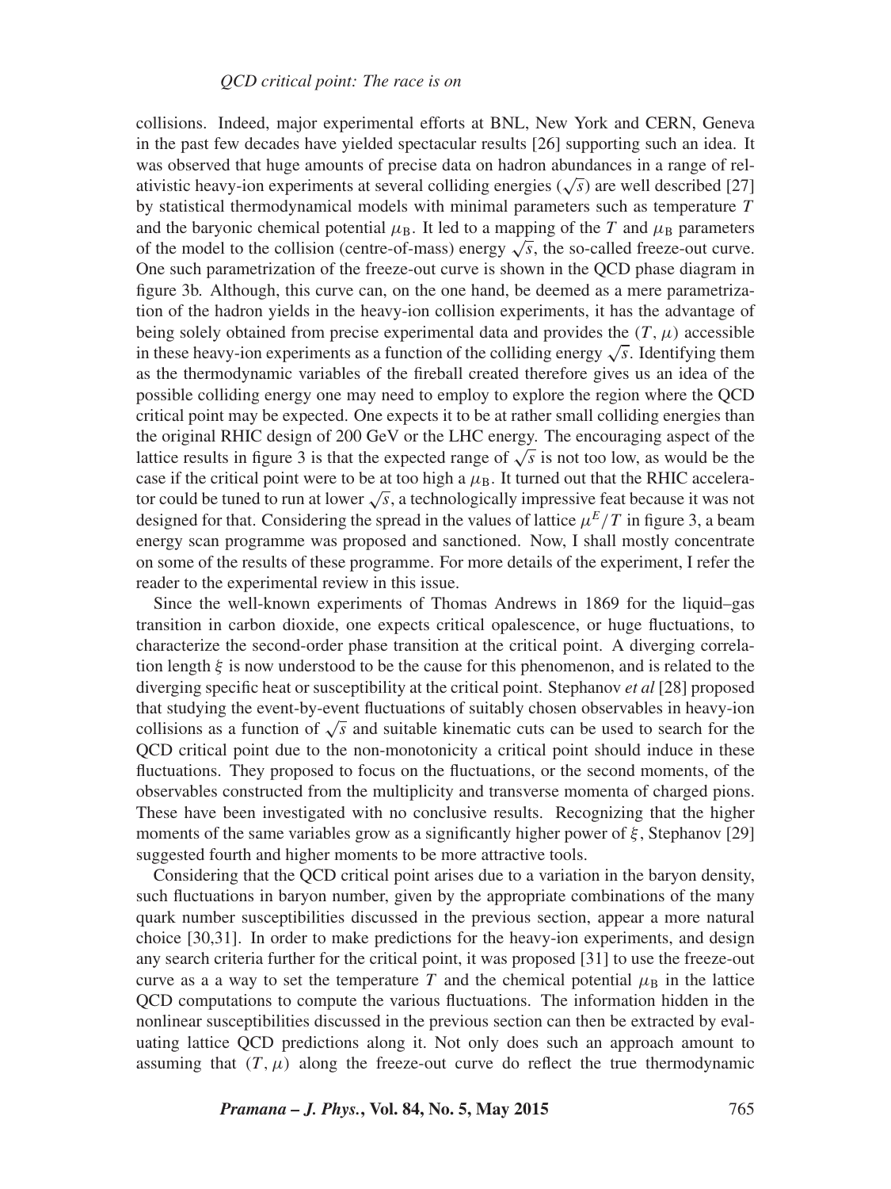collisions. Indeed, major experimental efforts at BNL, New York and CERN, Geneva in the past few decades have yielded spectacular results [26] supporting such an idea. It was observed that huge amounts of precise data on hadron abundances in a range of relativistic heavy-ion experiments at several colliding energies ($\sqrt{s}$) are well described [27] by statistical thermodynamical models with minimal parameters such as temperature $T$ and the baryonic chemical potential $\mu_{\rm B}$. It led to a mapping of the $T$ and $\mu_{\rm B}$ parameters of the model to the collision (centre-of-mass) energy $\sqrt{s}$, the so-called freeze-out curve. One such parametrization of the freeze-out curve is shown in the QCD phase diagram in figure 3b. Although, this curve can, on the one hand, be deemed as a mere parametrization of the hadron yields in the heavy-ion collision experiments, it has the advantage of being solely obtained from precise experimental data and provides the $(T, \mu)$ accessible in these heavy-ion experiments as a function of the colliding energy $\sqrt{s}$. Identifying them as the thermodynamic variables of the fireball created therefore gives us an idea of the possible colliding energy one may need to employ to explore the region where the QCD critical point may be expected. One expects it to be at rather small colliding energies than the original RHIC design of 200 GeV or the LHC energy. The encouraging aspect of the lattice results in figure 3 is that the expected range of $\sqrt{s}$ is not too low, as would be the case if the critical point were to be at too high a $\mu_{\rm B}$. It turned out that the RHIC accelerator could be tuned to run at lower $\sqrt{s}$, a technologically impressive feat because it was not designed for that. Considering the spread in the values of lattice $\mu^E/T$ in figure 3, a beam energy scan programme was proposed and sanctioned. Now, I shall mostly concentrate on some of the results of these programme. For more details of the experiment, I refer the reader to the experimental review in this issue.

Since the well-known experiments of Thomas Andrews in 1869 for the liquid–gas transition in carbon dioxide, one expects critical opalescence, or huge fluctuations, to characterize the second-order phase transition at the critical point. A diverging correlation length $\xi$ is now understood to be the cause for this phenomenon, and is related to the diverging specific heat or susceptibility at the critical point. Stephanov *et al* [28] proposed that studying the event-by-event fluctuations of suitably chosen observables in heavy-ion collisions as a function of $\sqrt{s}$ and suitable kinematic cuts can be used to search for the QCD critical point due to the non-monotonicity a critical point should induce in these fluctuations. They proposed to focus on the fluctuations, or the second moments, of the observables constructed from the multiplicity and transverse momenta of charged pions. These have been investigated with no conclusive results. Recognizing that the higher moments of the same variables grow as a significantly higher power of $\xi$, Stephanov [29] suggested fourth and higher moments to be more attractive tools.

Considering that the QCD critical point arises due to a variation in the baryon density, such fluctuations in baryon number, given by the appropriate combinations of the many quark number susceptibilities discussed in the previous section, appear a more natural choice [30,31]. In order to make predictions for the heavy-ion experiments, and design any search criteria further for the critical point, it was proposed [31] to use the freeze-out curve as a a way to set the temperature $T$ and the chemical potential $\mu_{\rm B}$ in the lattice QCD computations to compute the various fluctuations. The information hidden in the nonlinear susceptibilities discussed in the previous section can then be extracted by evaluating lattice QCD predictions along it. Not only does such an approach amount to assuming that $(T, \mu)$ along the freeze-out curve do reflect the true thermodynamic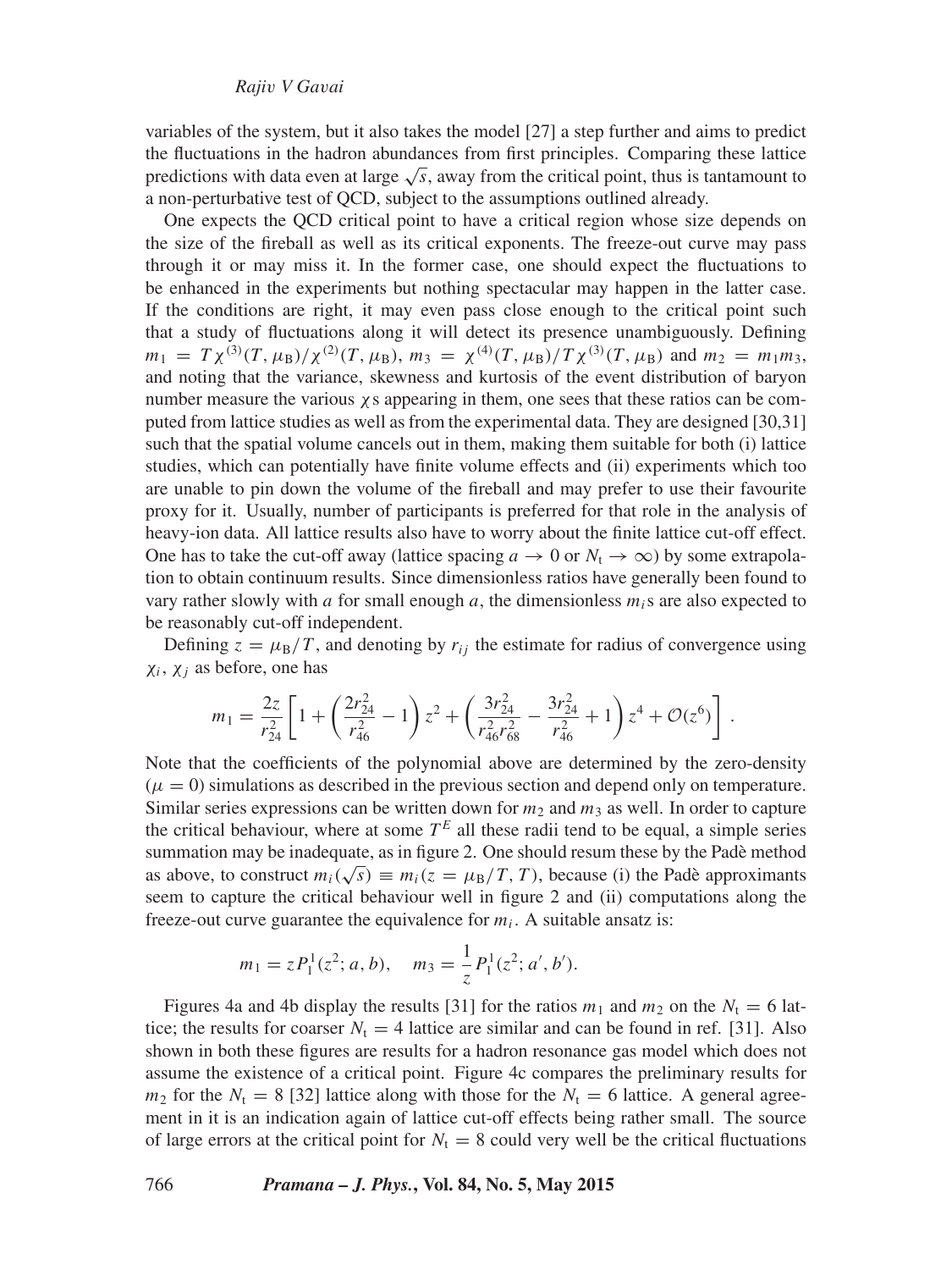variables of the system, but it also takes the model [27] a step further and aims to predict the fluctuations in the hadron abundances from first principles. Comparing these lattice predictions with data even at large $\sqrt{s}$, away from the critical point, thus is tantamount to a non-perturbative test of QCD, subject to the assumptions outlined already.

One expects the QCD critical point to have a critical region whose size depends on the size of the fireball as well as its critical exponents. The freeze-out curve may pass through it or may miss it. In the former case, one should expect the fluctuations to be enhanced in the experiments but nothing spectacular may happen in the latter case. If the conditions are right, it may even pass close enough to the critical point such that a study of fluctuations along it will detect its presence unambiguously. Defining $m_1 = T\chi^{(3)}(T, \mu_B)/\chi^{(2)}(T, \mu_B)$, $m_3 = \chi^{(4)}(T, \mu_B)/T\chi^{(3)}(T, \mu_B)$ and $m_2 = m_1 m_3$, and noting that the variance, skewness and kurtosis of the event distribution of baryon number measure the various $\chi$s appearing in them, one sees that these ratios can be computed from lattice studies as well as from the experimental data. They are designed [30,31] such that the spatial volume cancels out in them, making them suitable for both (i) lattice studies, which can potentially have finite volume effects and (ii) experiments which too are unable to pin down the volume of the fireball and may prefer to use their favourite proxy for it. Usually, number of participants is preferred for that role in the analysis of heavy-ion data. All lattice results also have to worry about the finite lattice cut-off effect. One has to take the cut-off away (lattice spacing $a \to 0$ or $N_t \to \infty$) by some extrapolation to obtain continuum results. Since dimensionless ratios have generally been found to vary rather slowly with $a$ for small enough $a$, the dimensionless $m_i$s are also expected to be reasonably cut-off independent.

Defining $z = \mu_B/T$, and denoting by $r_{ij}$ the estimate for radius of convergence using $\chi_i$, $\chi_j$ as before, one has

$$m_1 = \frac{2z}{r_{24}^2}\left[1 + \left(\frac{2r_{24}^2}{r_{46}^2} - 1\right)z^2 + \left(\frac{3r_{24}^2}{r_{46}^2 r_{68}^2} - \frac{3r_{24}^2}{r_{46}^2} + 1\right)z^4 + \mathcal{O}(z^6)\right].$$

Note that the coefficients of the polynomial above are determined by the zero-density ($\mu = 0$) simulations as described in the previous section and depend only on temperature. Similar series expressions can be written down for $m_2$ and $m_3$ as well. In order to capture the critical behaviour, where at some $T^E$ all these radii tend to be equal, a simple series summation may be inadequate, as in figure 2. One should resum these by the Padè method as above, to construct $m_i(\sqrt{s}) \equiv m_i(z = \mu_B/T, T)$, because (i) the Padè approximants seem to capture the critical behaviour well in figure 2 and (ii) computations along the freeze-out curve guarantee the equivalence for $m_i$. A suitable ansatz is:

$$m_1 = zP_1^1(z^2; a, b), \quad m_3 = \frac{1}{z}P_1^1(z^2; a', b').$$

Figures 4a and 4b display the results [31] for the ratios $m_1$ and $m_2$ on the $N_t = 6$ lattice; the results for coarser $N_t = 4$ lattice are similar and can be found in ref. [31]. Also shown in both these figures are results for a hadron resonance gas model which does not assume the existence of a critical point. Figure 4c compares the preliminary results for $m_2$ for the $N_t = 8$ [32] lattice along with those for the $N_t = 6$ lattice. A general agreement in it is an indication again of lattice cut-off effects being rather small. The source of large errors at the critical point for $N_t = 8$ could very well be the critical fluctuations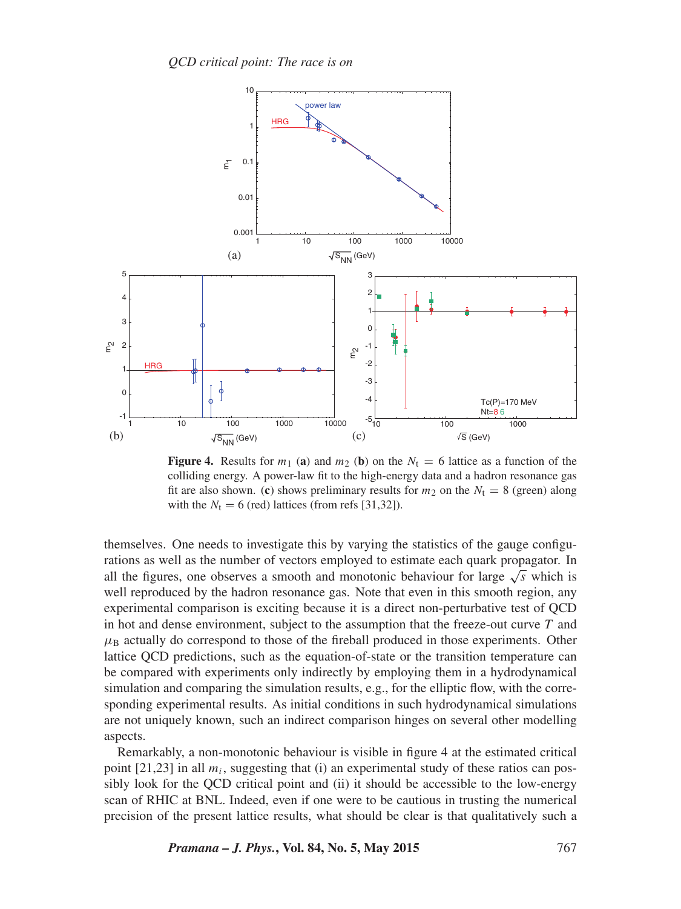**Figure 4.** Results for $m_1$ (**a**) and $m_2$ (**b**) on the $N_t = 6$ lattice as a function of the colliding energy. A power-law fit to the high-energy data and a hadron resonance gas fit are also shown. (**c**) shows preliminary results for $m_2$ on the $N_t = 8$ (green) along with the $N_t = 6$ (red) lattices (from refs [31,32]).

themselves. One needs to investigate this by varying the statistics of the gauge configurations as well as the number of vectors employed to estimate each quark propagator. In all the figures, one observes a smooth and monotonic behaviour for large $\sqrt{s}$ which is well reproduced by the hadron resonance gas. Note that even in this smooth region, any experimental comparison is exciting because it is a direct non-perturbative test of QCD in hot and dense environment, subject to the assumption that the freeze-out curve $T$ and $\mu_B$ actually do correspond to those of the fireball produced in those experiments. Other lattice QCD predictions, such as the equation-of-state or the transition temperature can be compared with experiments only indirectly by employing them in a hydrodynamical simulation and comparing the simulation results, e.g., for the elliptic flow, with the corresponding experimental results. As initial conditions in such hydrodynamical simulations are not uniquely known, such an indirect comparison hinges on several other modelling aspects.

Remarkably, a non-monotonic behaviour is visible in figure 4 at the estimated critical point [21,23] in all $m_i$, suggesting that (i) an experimental study of these ratios can possibly look for the QCD critical point and (ii) it should be accessible to the low-energy scan of RHIC at BNL. Indeed, even if one were to be cautious in trusting the numerical precision of the present lattice results, what should be clear is that qualitatively such a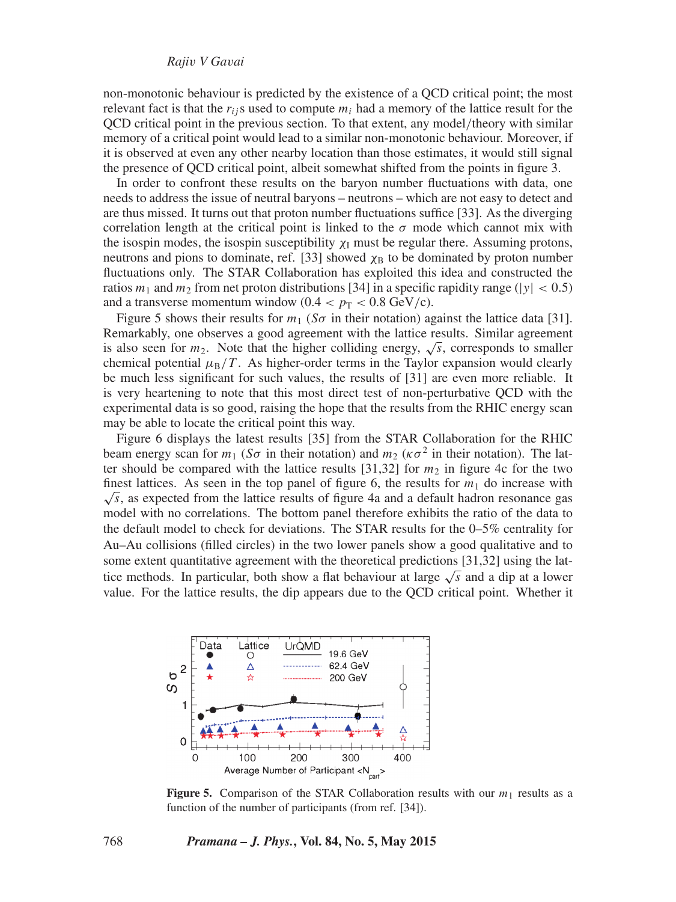non-monotonic behaviour is predicted by the existence of a QCD critical point; the most relevant fact is that the $r_{ij}$s used to compute $m_i$ had a memory of the lattice result for the QCD critical point in the previous section. To that extent, any model/theory with similar memory of a critical point would lead to a similar non-monotonic behaviour. Moreover, if it is observed at even any other nearby location than those estimates, it would still signal the presence of QCD critical point, albeit somewhat shifted from the points in figure 3.

In order to confront these results on the baryon number fluctuations with data, one needs to address the issue of neutral baryons – neutrons – which are not easy to detect and are thus missed. It turns out that proton number fluctuations suffice [33]. As the diverging correlation length at the critical point is linked to the $\sigma$ mode which cannot mix with the isospin modes, the isospin susceptibility $\chi_I$ must be regular there. Assuming protons, neutrons and pions to dominate, ref. [33] showed $\chi_B$ to be dominated by proton number fluctuations only. The STAR Collaboration has exploited this idea and constructed the ratios $m_1$ and $m_2$ from net proton distributions [34] in a specific rapidity range ($|y| < 0.5$) and a transverse momentum window ($0.4 < p_T < 0.8$ GeV/c).

Figure 5 shows their results for $m_1$ ($S\sigma$ in their notation) against the lattice data [31]. Remarkably, one observes a good agreement with the lattice results. Similar agreement is also seen for $m_2$. Note that the higher colliding energy, $\sqrt{s}$, corresponds to smaller chemical potential $\mu_B/T$. As higher-order terms in the Taylor expansion would clearly be much less significant for such values, the results of [31] are even more reliable. It is very heartening to note that this most direct test of non-perturbative QCD with the experimental data is so good, raising the hope that the results from the RHIC energy scan may be able to locate the critical point this way.

Figure 6 displays the latest results [35] from the STAR Collaboration for the RHIC beam energy scan for $m_1$ ($S\sigma$ in their notation) and $m_2$ ($\kappa\sigma^2$ in their notation). The latter should be compared with the lattice results [31,32] for $m_2$ in figure 4c for the two finest lattices. As seen in the top panel of figure 6, the results for $m_1$ do increase with $\sqrt{s}$, as expected from the lattice results of figure 4a and a default hadron resonance gas model with no correlations. The bottom panel therefore exhibits the ratio of the data to the default model to check for deviations. The STAR results for the 0–5% centrality for Au–Au collisions (filled circles) in the two lower panels show a good qualitative and to some extent quantitative agreement with the theoretical predictions [31,32] using the lattice methods. In particular, both show a flat behaviour at large $\sqrt{s}$ and a dip at a lower value. For the lattice results, the dip appears due to the QCD critical point. Whether it

**Figure 5.** Comparison of the STAR Collaboration results with our $m_1$ results as a function of the number of participants (from ref. [34]).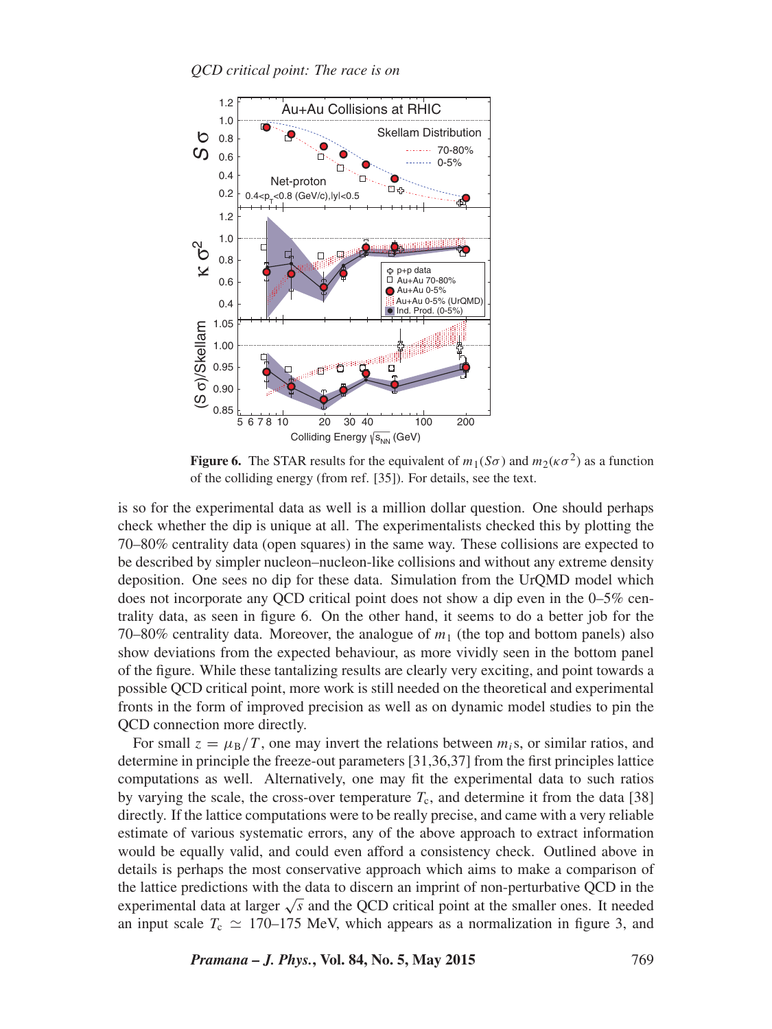**Figure 6.** The STAR results for the equivalent of $m_1(S\sigma)$ and $m_2(\kappa\sigma^2)$ as a function of the colliding energy (from ref. [35]). For details, see the text.

is so for the experimental data as well is a million dollar question. One should perhaps check whether the dip is unique at all. The experimentalists checked this by plotting the 70–80% centrality data (open squares) in the same way. These collisions are expected to be described by simpler nucleon–nucleon-like collisions and without any extreme density deposition. One sees no dip for these data. Simulation from the UrQMD model which does not incorporate any QCD critical point does not show a dip even in the 0–5% centrality data, as seen in figure 6. On the other hand, it seems to do a better job for the 70–80% centrality data. Moreover, the analogue of $m_1$ (the top and bottom panels) also show deviations from the expected behaviour, as more vividly seen in the bottom panel of the figure. While these tantalizing results are clearly very exciting, and point towards a possible QCD critical point, more work is still needed on the theoretical and experimental fronts in the form of improved precision as well as on dynamic model studies to pin the QCD connection more directly.

For small $z = \mu_B/T$, one may invert the relations between $m_i$s, or similar ratios, and determine in principle the freeze-out parameters [31,36,37] from the first principles lattice computations as well. Alternatively, one may fit the experimental data to such ratios by varying the scale, the cross-over temperature $T_c$, and determine it from the data [38] directly. If the lattice computations were to be really precise, and came with a very reliable estimate of various systematic errors, any of the above approach to extract information would be equally valid, and could even afford a consistency check. Outlined above in details is perhaps the most conservative approach which aims to make a comparison of the lattice predictions with the data to discern an imprint of non-perturbative QCD in the experimental data at larger $\sqrt{s}$ and the QCD critical point at the smaller ones. It needed an input scale $T_c \simeq$ 170–175 MeV, which appears as a normalization in figure 3, and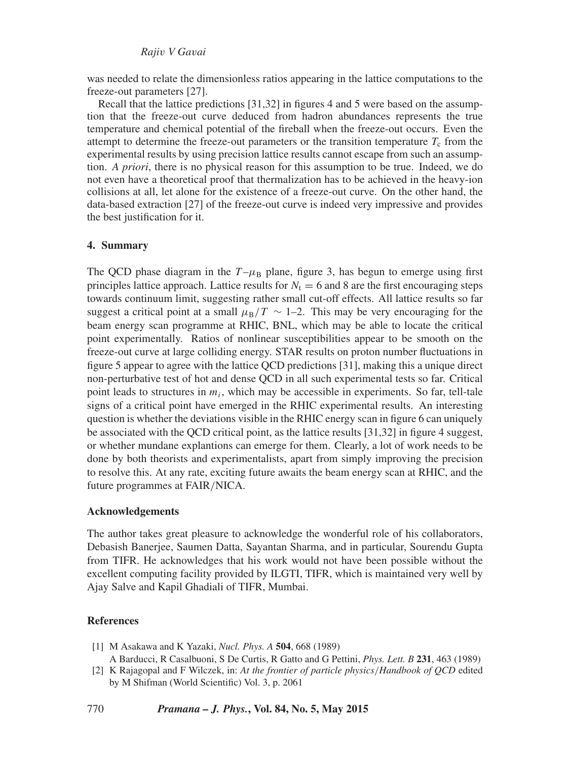was needed to relate the dimensionless ratios appearing in the lattice computations to the freeze-out parameters [27].

Recall that the lattice predictions [31,32] in figures 4 and 5 were based on the assumption that the freeze-out curve deduced from hadron abundances represents the true temperature and chemical potential of the fireball when the freeze-out occurs. Even the attempt to determine the freeze-out parameters or the transition temperature $T_c$ from the experimental results by using precision lattice results cannot escape from such an assumption. *A priori*, there is no physical reason for this assumption to be true. Indeed, we do not even have a theoretical proof that thermalization has to be achieved in the heavy-ion collisions at all, let alone for the existence of a freeze-out curve. On the other hand, the data-based extraction [27] of the freeze-out curve is indeed very impressive and provides the best justification for it.

## 4. Summary

The QCD phase diagram in the $T$–$\mu_B$ plane, figure 3, has begun to emerge using first principles lattice approach. Lattice results for $N_t = 6$ and 8 are the first encouraging steps towards continuum limit, suggesting rather small cut-off effects. All lattice results so far suggest a critical point at a small $\mu_B/T \sim 1$–2. This may be very encouraging for the beam energy scan programme at RHIC, BNL, which may be able to locate the critical point experimentally. Ratios of nonlinear susceptibilities appear to be smooth on the freeze-out curve at large colliding energy. STAR results on proton number fluctuations in figure 5 appear to agree with the lattice QCD predictions [31], making this a unique direct non-perturbative test of hot and dense QCD in all such experimental tests so far. Critical point leads to structures in $m_i$, which may be accessible in experiments. So far, tell-tale signs of a critical point have emerged in the RHIC experimental results. An interesting question is whether the deviations visible in the RHIC energy scan in figure 6 can uniquely be associated with the QCD critical point, as the lattice results [31,32] in figure 4 suggest, or whether mundane explantions can emerge for them. Clearly, a lot of work needs to be done by both theorists and experimentalists, apart from simply improving the precision to resolve this. At any rate, exciting future awaits the beam energy scan at RHIC, and the future programmes at FAIR/NICA.

## Acknowledgements

The author takes great pleasure to acknowledge the wonderful role of his collaborators, Debasish Banerjee, Saumen Datta, Sayantan Sharma, and in particular, Sourendu Gupta from TIFR. He acknowledges that his work would not have been possible without the excellent computing facility provided by ILGTI, TIFR, which is maintained very well by Ajay Salve and Kapil Ghadiali of TIFR, Mumbai.

## References

[1] M Asakawa and K Yazaki, *Nucl. Phys. A* **504**, 668 (1989)
A Barducci, R Casalbuoni, S De Curtis, R Gatto and G Pettini, *Phys. Lett. B* **231**, 463 (1989)

[2] K Rajagopal and F Wilczek, in: *At the frontier of particle physics/Handbook of QCD* edited by M Shifman (World Scientific) Vol. 3, p. 2061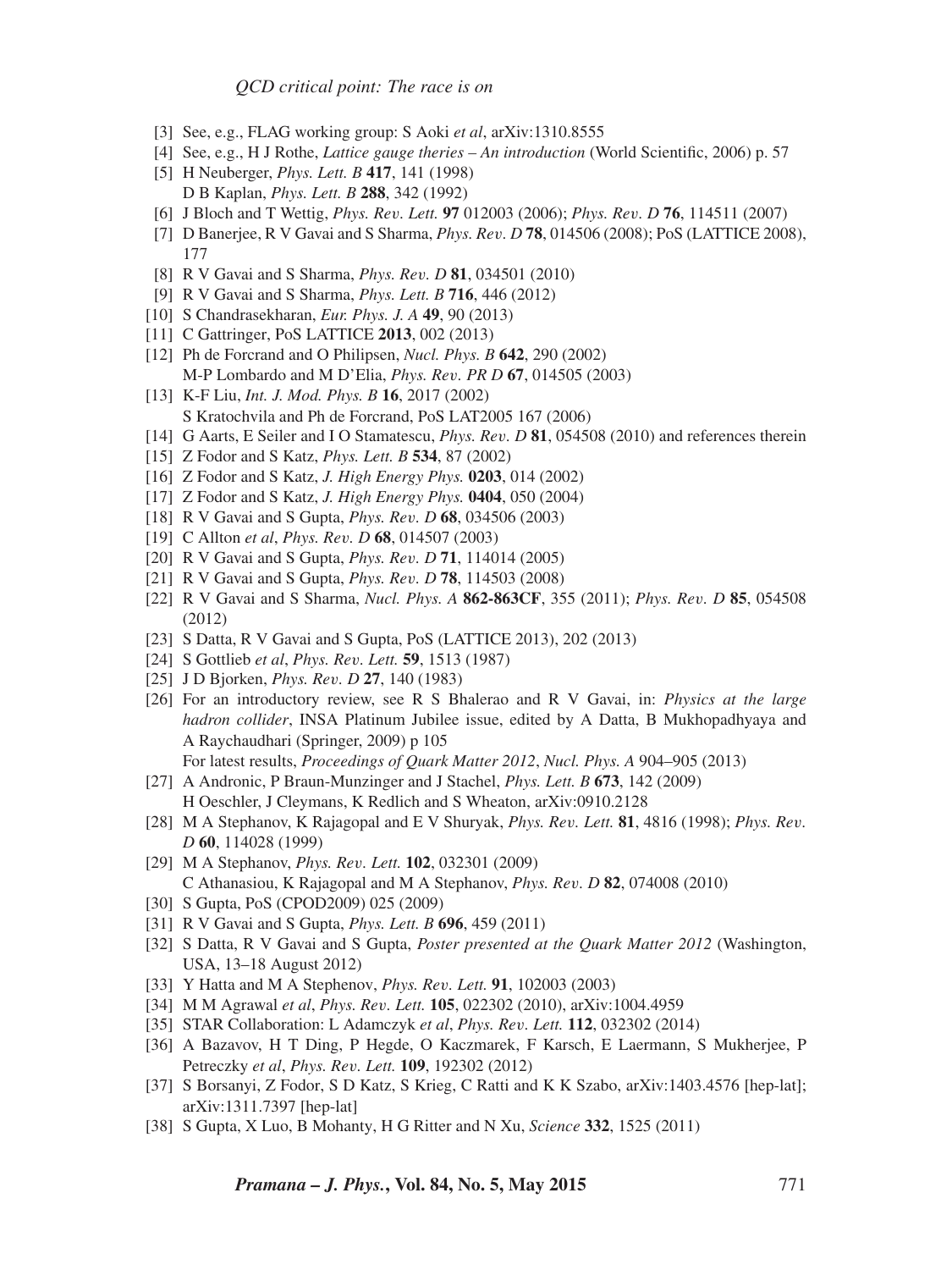[3] See, e.g., FLAG working group: S Aoki *et al*, arXiv:1310.8555

[4] See, e.g., H J Rothe, *Lattice gauge theries – An introduction* (World Scientific, 2006) p. 57

[5] H Neuberger, *Phys. Lett. B* **417**, 141 (1998)
D B Kaplan, *Phys. Lett. B* **288**, 342 (1992)

[6] J Bloch and T Wettig, *Phys. Rev. Lett.* **97** 012003 (2006); *Phys. Rev. D* **76**, 114511 (2007)

[7] D Banerjee, R V Gavai and S Sharma, *Phys. Rev. D* **78**, 014506 (2008); PoS (LATTICE 2008), 177

[8] R V Gavai and S Sharma, *Phys. Rev. D* **81**, 034501 (2010)

[9] R V Gavai and S Sharma, *Phys. Lett. B* **716**, 446 (2012)

[10] S Chandrasekharan, *Eur. Phys. J. A* **49**, 90 (2013)

[11] C Gattringer, PoS LATTICE **2013**, 002 (2013)

[12] Ph de Forcrand and O Philipsen, *Nucl. Phys. B* **642**, 290 (2002)
M-P Lombardo and M D'Elia, *Phys. Rev. PR D* **67**, 014505 (2003)

[13] K-F Liu, *Int. J. Mod. Phys. B* **16**, 2017 (2002)
S Kratochvila and Ph de Forcrand, PoS LAT2005 167 (2006)

[14] G Aarts, E Seiler and I O Stamatescu, *Phys. Rev. D* **81**, 054508 (2010) and references therein

[15] Z Fodor and S Katz, *Phys. Lett. B* **534**, 87 (2002)

[16] Z Fodor and S Katz, *J. High Energy Phys.* **0203**, 014 (2002)

[17] Z Fodor and S Katz, *J. High Energy Phys.* **0404**, 050 (2004)

[18] R V Gavai and S Gupta, *Phys. Rev. D* **68**, 034506 (2003)

[19] C Allton *et al*, *Phys. Rev. D* **68**, 014507 (2003)

[20] R V Gavai and S Gupta, *Phys. Rev. D* **71**, 114014 (2005)

[21] R V Gavai and S Gupta, *Phys. Rev. D* **78**, 114503 (2008)

[22] R V Gavai and S Sharma, *Nucl. Phys. A* **862-863CF**, 355 (2011); *Phys. Rev. D* **85**, 054508 (2012)

[23] S Datta, R V Gavai and S Gupta, PoS (LATTICE 2013), 202 (2013)

[24] S Gottlieb *et al*, *Phys. Rev. Lett.* **59**, 1513 (1987)

[25] J D Bjorken, *Phys. Rev. D* **27**, 140 (1983)

[26] For an introductory review, see R S Bhalerao and R V Gavai, in: *Physics at the large hadron collider*, INSA Platinum Jubilee issue, edited by A Datta, B Mukhopadhyaya and A Raychaudhari (Springer, 2009) p 105
For latest results, *Proceedings of Quark Matter 2012*, *Nucl. Phys. A* 904–905 (2013)

[27] A Andronic, P Braun-Munzinger and J Stachel, *Phys. Lett. B* **673**, 142 (2009)
H Oeschler, J Cleymans, K Redlich and S Wheaton, arXiv:0910.2128

[28] M A Stephanov, K Rajagopal and E V Shuryak, *Phys. Rev. Lett.* **81**, 4816 (1998); *Phys. Rev. D* **60**, 114028 (1999)

[29] M A Stephanov, *Phys. Rev. Lett.* **102**, 032301 (2009)
C Athanasiou, K Rajagopal and M A Stephanov, *Phys. Rev. D* **82**, 074008 (2010)

[30] S Gupta, PoS (CPOD2009) 025 (2009)

[31] R V Gavai and S Gupta, *Phys. Lett. B* **696**, 459 (2011)

[32] S Datta, R V Gavai and S Gupta, *Poster presented at the Quark Matter 2012* (Washington, USA, 13–18 August 2012)

[33] Y Hatta and M A Stephenov, *Phys. Rev. Lett.* **91**, 102003 (2003)

[34] M M Agrawal *et al*, *Phys. Rev. Lett.* **105**, 022302 (2010), arXiv:1004.4959

[35] STAR Collaboration: L Adamczyk *et al*, *Phys. Rev. Lett.* **112**, 032302 (2014)

[36] A Bazavov, H T Ding, P Hegde, O Kaczmarek, F Karsch, E Laermann, S Mukherjee, P Petreczky *et al*, *Phys. Rev. Lett.* **109**, 192302 (2012)

[37] S Borsanyi, Z Fodor, S D Katz, S Krieg, C Ratti and K K Szabo, arXiv:1403.4576 [hep-lat]; arXiv:1311.7397 [hep-lat]

[38] S Gupta, X Luo, B Mohanty, H G Ritter and N Xu, *Science* **332**, 1525 (2011)